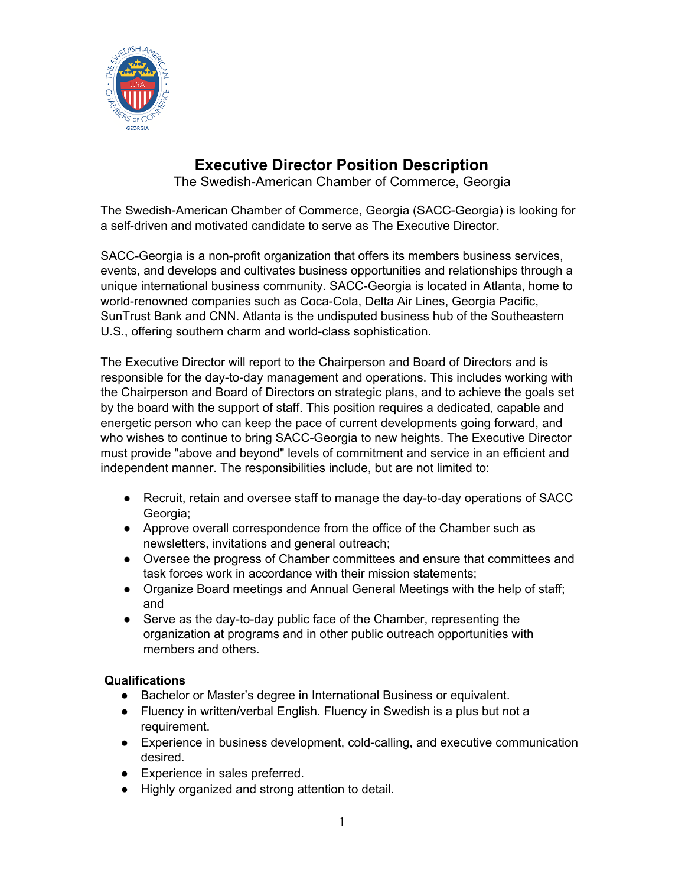# Executive Director Position Description

The Swedish-American Chamber of Commerce, Georgia

The Swedish-American Chamber of Commerce, Georgia (SACC-Georgia) is looking for a self-driven and motivated candidate to serve as The Executive Director.

SACC-Georgia is a non-profit organization that offers its members business services, events, and develops and cultivates business opportunities and relationships through a unique international business community. SACC-Georgia is located in Atlanta, home to world-renowned companies such as Coca-Cola, Delta Air Lines, Georgia Pacific, SunTrust Bank and CNN. Atlanta is the undisputed business hub of the Southeastern U.S., offering southern charm and world-class sophistication.

The Executive Director will report to the Chairperson and Board of Directors and is responsible for the day-to-day management and operations. This includes working with the Chairperson and Board of Directors on strategic plans, and to achieve the goals set by the board with the support of staff. This position requires a dedicated, capable and energetic person who can keep the pace of current developments going forward, and who wishes to continue to bring SACC-Georgia to new heights. The Executive Director must provide "above and beyond" levels of commitment and service in an efficient and independent manner. The responsibilities include, but are not limited to:

- Recruit, retain and oversee staff to manage the day-to-day operations of SACC Georgia;
- Approve overall correspondence from the office of the Chamber such as newsletters, invitations and general outreach;
- Oversee the progress of Chamber committees and ensure that committees and task forces work in accordance with their mission statements;
- Organize Board meetings and Annual General Meetings with the help of staff; and
- Serve as the day-to-day public face of the Chamber, representing the organization at programs and in other public outreach opportunities with members and others.

**Qualifications**

- Bachelor or Master's degree in International Business or equivalent.
- Fluency in written/verbal English. Fluency in Swedish is a plus but not a requirement.
- Experience in business development, cold-calling, and executive communication desired.
- Experience in sales preferred.
- Highly organized and strong attention to detail.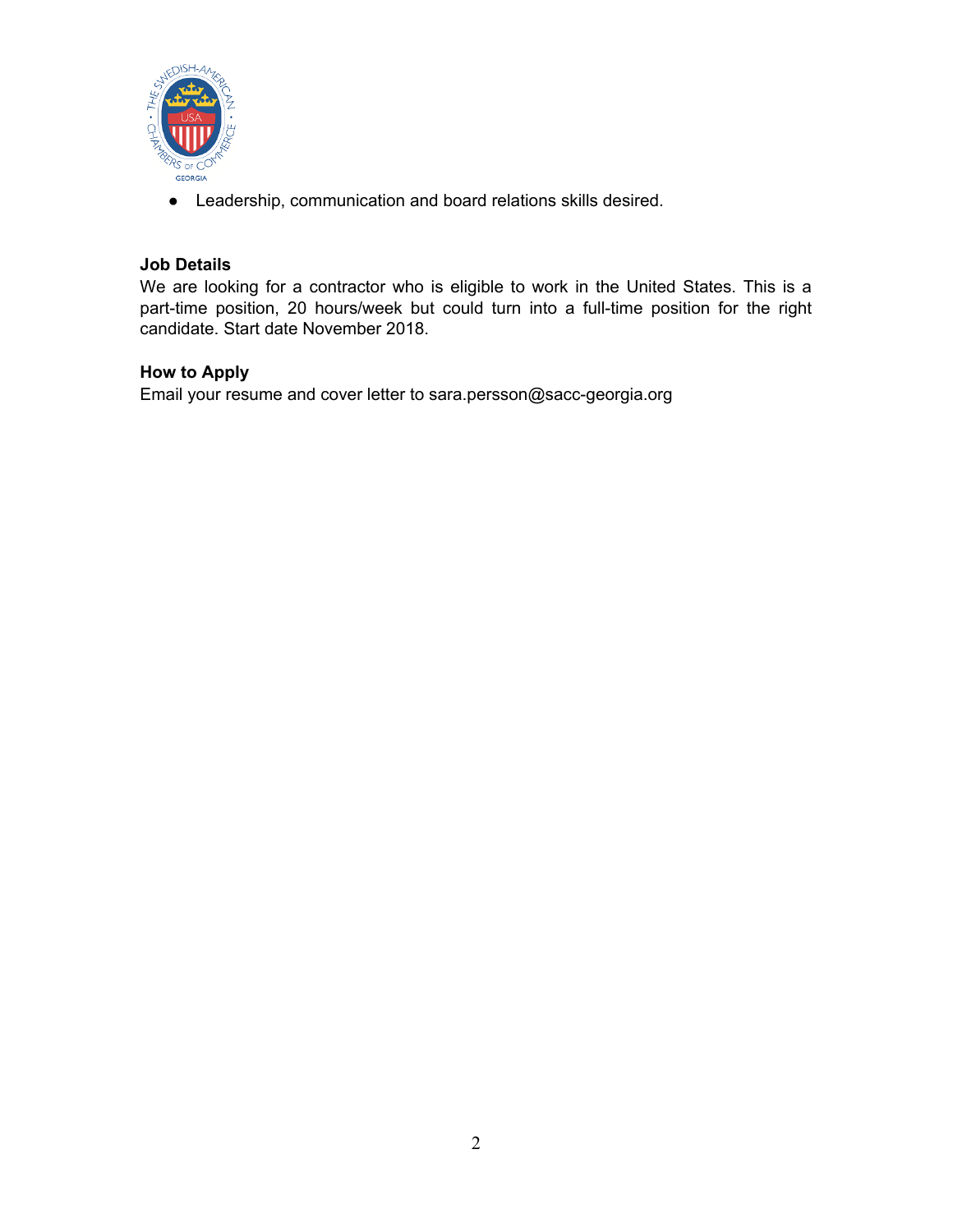- Leadership, communication and board relations skills desired.

**Job Details**

We are looking for a contractor who is eligible to work in the United States. This is a part-time position, 20 hours/week but could turn into a full-time position for the right candidate. Start date November 2018.

**How to Apply**

Email your resume and cover letter to sara.persson@sacc-georgia.org